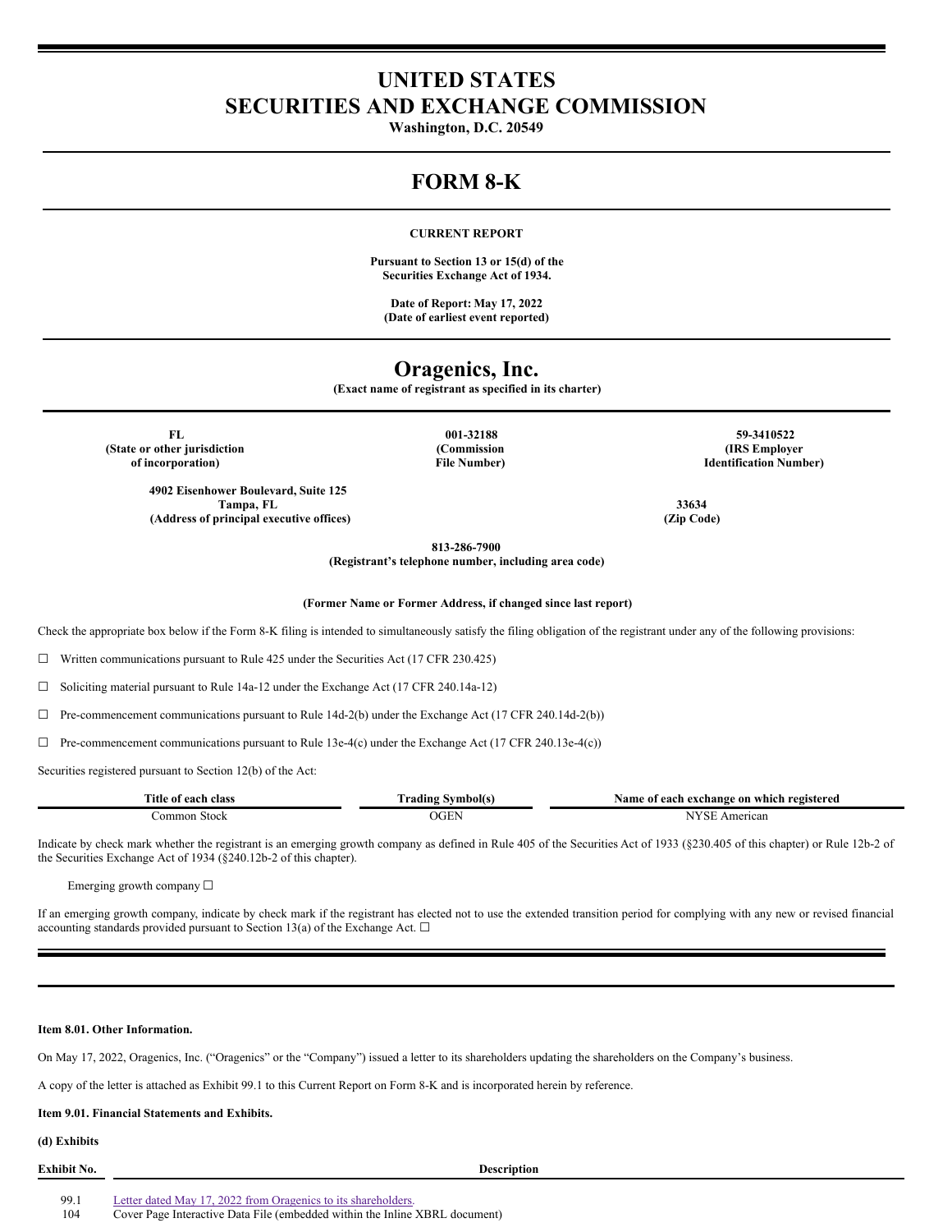# UNITED STATES
# SECURITIES AND EXCHANGE COMMISSION

**Washington, D.C. 20549**

# FORM 8-K

**CURRENT REPORT**

**Pursuant to Section 13 or 15(d) of the Securities Exchange Act of 1934.**

**Date of Report: May 17, 2022**
**(Date of earliest event reported)**

# Oragenics, Inc.

**(Exact name of registrant as specified in its charter)**

| FL | 001-32188 | 59-3410522 |
|---|---|---|
| (State or other jurisdiction of incorporation) | (Commission File Number) | (IRS Employer Identification Number) |

| 4902 Eisenhower Boulevard, Suite 125 Tampa, FL | 33634 |
|---|---|
| (Address of principal executive offices) | (Zip Code) |

**813-286-7900**
**(Registrant's telephone number, including area code)**

**(Former Name or Former Address, if changed since last report)**

Check the appropriate box below if the Form 8-K filing is intended to simultaneously satisfy the filing obligation of the registrant under any of the following provisions:

☐ Written communications pursuant to Rule 425 under the Securities Act (17 CFR 230.425)

☐ Soliciting material pursuant to Rule 14a-12 under the Exchange Act (17 CFR 240.14a-12)

☐ Pre-commencement communications pursuant to Rule 14d-2(b) under the Exchange Act (17 CFR 240.14d-2(b))

☐ Pre-commencement communications pursuant to Rule 13e-4(c) under the Exchange Act (17 CFR 240.13e-4(c))

Securities registered pursuant to Section 12(b) of the Act:

| Title of each class | Trading Symbol(s) | Name of each exchange on which registered |
|---|---|---|
| Common Stock | OGEN | NYSE American |

Indicate by check mark whether the registrant is an emerging growth company as defined in Rule 405 of the Securities Act of 1933 (§230.405 of this chapter) or Rule 12b-2 of the Securities Exchange Act of 1934 (§240.12b-2 of this chapter).

Emerging growth company ☐

If an emerging growth company, indicate by check mark if the registrant has elected not to use the extended transition period for complying with any new or revised financial accounting standards provided pursuant to Section 13(a) of the Exchange Act. ☐

**Item 8.01. Other Information.**

On May 17, 2022, Oragenics, Inc. ("Oragenics" or the "Company") issued a letter to its shareholders updating the shareholders on the Company's business.

A copy of the letter is attached as Exhibit 99.1 to this Current Report on Form 8-K and is incorporated herein by reference.

**Item 9.01. Financial Statements and Exhibits.**

**(d) Exhibits**

| Exhibit No. | Description |
|---|---|
| 99.1 | Letter dated May 17, 2022 from Oragenics to its shareholders. |
| 104 | Cover Page Interactive Data File (embedded within the Inline XBRL document) |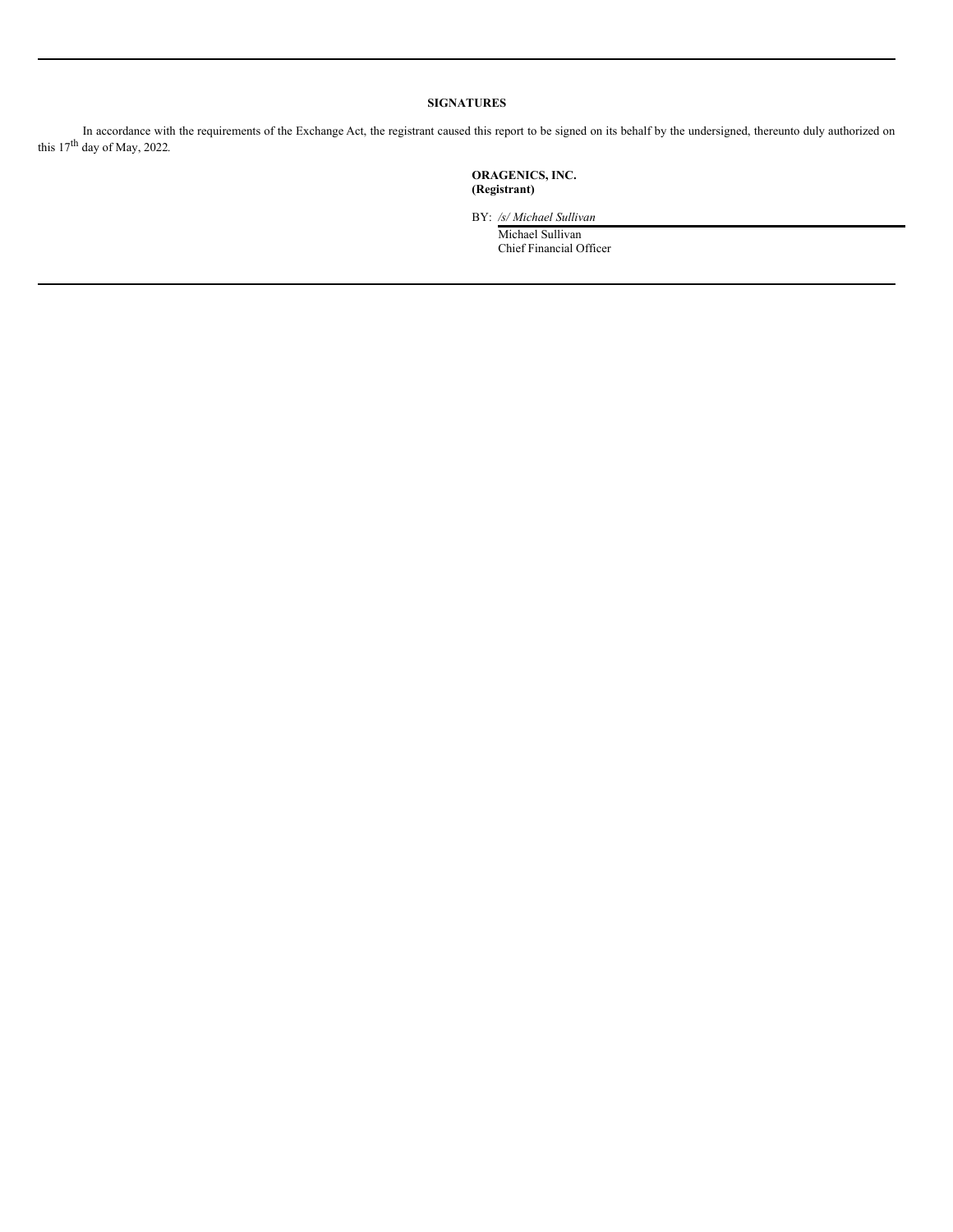**SIGNATURES**

In accordance with the requirements of the Exchange Act, the registrant caused this report to be signed on its behalf by the undersigned, thereunto duly authorized on this 17th day of May, 2022.

**ORAGENICS, INC.**
**(Registrant)**

BY: */s/ Michael Sullivan*

Michael Sullivan
Chief Financial Officer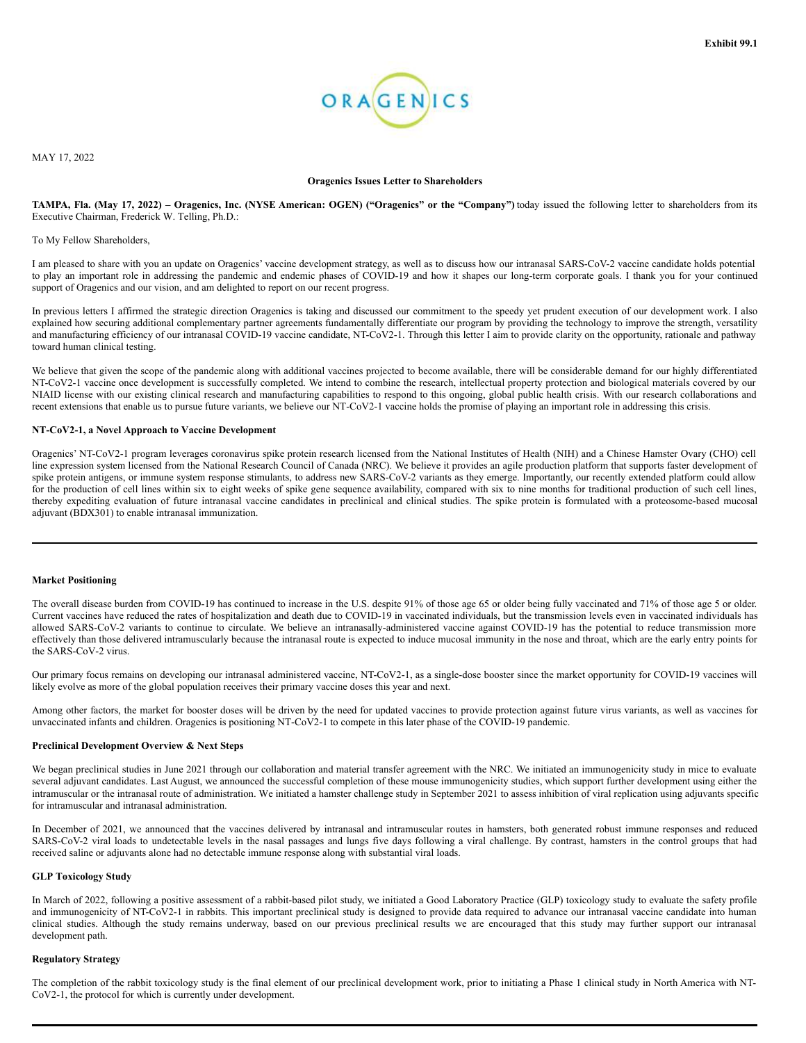**Exhibit 99.1**

ORAGENICS

MAY 17, 2022

**Oragenics Issues Letter to Shareholders**

**TAMPA, Fla. (May 17, 2022) – Oragenics, Inc. (NYSE American: OGEN) ("Oragenics" or the "Company")** today issued the following letter to shareholders from its Executive Chairman, Frederick W. Telling, Ph.D.:

To My Fellow Shareholders,

I am pleased to share with you an update on Oragenics' vaccine development strategy, as well as to discuss how our intranasal SARS-CoV-2 vaccine candidate holds potential to play an important role in addressing the pandemic and endemic phases of COVID-19 and how it shapes our long-term corporate goals. I thank you for your continued support of Oragenics and our vision, and am delighted to report on our recent progress.

In previous letters I affirmed the strategic direction Oragenics is taking and discussed our commitment to the speedy yet prudent execution of our development work. I also explained how securing additional complementary partner agreements fundamentally differentiate our program by providing the technology to improve the strength, versatility and manufacturing efficiency of our intranasal COVID-19 vaccine candidate, NT-CoV2-1. Through this letter I aim to provide clarity on the opportunity, rationale and pathway toward human clinical testing.

We believe that given the scope of the pandemic along with additional vaccines projected to become available, there will be considerable demand for our highly differentiated NT-CoV2-1 vaccine once development is successfully completed. We intend to combine the research, intellectual property protection and biological materials covered by our NIAID license with our existing clinical research and manufacturing capabilities to respond to this ongoing, global public health crisis. With our research collaborations and recent extensions that enable us to pursue future variants, we believe our NT-CoV2-1 vaccine holds the promise of playing an important role in addressing this crisis.

**NT-CoV2-1, a Novel Approach to Vaccine Development**

Oragenics' NT-CoV2-1 program leverages coronavirus spike protein research licensed from the National Institutes of Health (NIH) and a Chinese Hamster Ovary (CHO) cell line expression system licensed from the National Research Council of Canada (NRC). We believe it provides an agile production platform that supports faster development of spike protein antigens, or immune system response stimulants, to address new SARS-CoV-2 variants as they emerge. Importantly, our recently extended platform could allow for the production of cell lines within six to eight weeks of spike gene sequence availability, compared with six to nine months for traditional production of such cell lines, thereby expediting evaluation of future intranasal vaccine candidates in preclinical and clinical studies. The spike protein is formulated with a proteosome-based mucosal adjuvant (BDX301) to enable intranasal immunization.

---

**Market Positioning**

The overall disease burden from COVID-19 has continued to increase in the U.S. despite 91% of those age 65 or older being fully vaccinated and 71% of those age 5 or older. Current vaccines have reduced the rates of hospitalization and death due to COVID-19 in vaccinated individuals, but the transmission levels even in vaccinated individuals has allowed SARS-CoV-2 variants to continue to circulate. We believe an intranasally-administered vaccine against COVID-19 has the potential to reduce transmission more effectively than those delivered intramuscularly because the intranasal route is expected to induce mucosal immunity in the nose and throat, which are the early entry points for the SARS-CoV-2 virus.

Our primary focus remains on developing our intranasal administered vaccine, NT-CoV2-1, as a single-dose booster since the market opportunity for COVID-19 vaccines will likely evolve as more of the global population receives their primary vaccine doses this year and next.

Among other factors, the market for booster doses will be driven by the need for updated vaccines to provide protection against future virus variants, as well as vaccines for unvaccinated infants and children. Oragenics is positioning NT-CoV2-1 to compete in this later phase of the COVID-19 pandemic.

**Preclinical Development Overview & Next Steps**

We began preclinical studies in June 2021 through our collaboration and material transfer agreement with the NRC. We initiated an immunogenicity study in mice to evaluate several adjuvant candidates. Last August, we announced the successful completion of these mouse immunogenicity studies, which support further development using either the intramuscular or the intranasal route of administration. We initiated a hamster challenge study in September 2021 to assess inhibition of viral replication using adjuvants specific for intramuscular and intranasal administration.

In December of 2021, we announced that the vaccines delivered by intranasal and intramuscular routes in hamsters, both generated robust immune responses and reduced SARS-CoV-2 viral loads to undetectable levels in the nasal passages and lungs five days following a viral challenge. By contrast, hamsters in the control groups that had received saline or adjuvants alone had no detectable immune response along with substantial viral loads.

**GLP Toxicology Study**

In March of 2022, following a positive assessment of a rabbit-based pilot study, we initiated a Good Laboratory Practice (GLP) toxicology study to evaluate the safety profile and immunogenicity of NT-CoV2-1 in rabbits. This important preclinical study is designed to provide data required to advance our intranasal vaccine candidate into human clinical studies. Although the study remains underway, based on our previous preclinical results we are encouraged that this study may further support our intranasal development path.

**Regulatory Strategy**

The completion of the rabbit toxicology study is the final element of our preclinical development work, prior to initiating a Phase 1 clinical study in North America with NT-CoV2-1, the protocol for which is currently under development.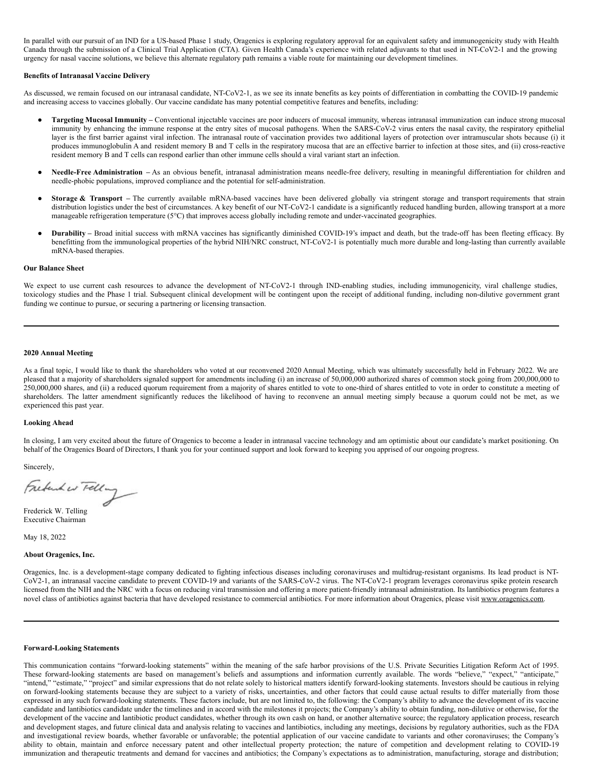In parallel with our pursuit of an IND for a US-based Phase 1 study, Oragenics is exploring regulatory approval for an equivalent safety and immunogenicity study with Health Canada through the submission of a Clinical Trial Application (CTA). Given Health Canada's experience with related adjuvants to that used in NT-CoV2-1 and the growing urgency for nasal vaccine solutions, we believe this alternate regulatory path remains a viable route for maintaining our development timelines.

**Benefits of Intranasal Vaccine Delivery**

As discussed, we remain focused on our intranasal candidate, NT-CoV2-1, as we see its innate benefits as key points of differentiation in combatting the COVID-19 pandemic and increasing access to vaccines globally. Our vaccine candidate has many potential competitive features and benefits, including:

- **Targeting Mucosal Immunity –** Conventional injectable vaccines are poor inducers of mucosal immunity, whereas intranasal immunization can induce strong mucosal immunity by enhancing the immune response at the entry sites of mucosal pathogens. When the SARS-CoV-2 virus enters the nasal cavity, the respiratory epithelial layer is the first barrier against viral infection. The intranasal route of vaccination provides two additional layers of protection over intramuscular shots because (i) it produces immunoglobulin A and resident memory B and T cells in the respiratory mucosa that are an effective barrier to infection at those sites, and (ii) cross-reactive resident memory B and T cells can respond earlier than other immune cells should a viral variant start an infection.

- **Needle-Free Administration –** As an obvious benefit, intranasal administration means needle-free delivery, resulting in meaningful differentiation for children and needle-phobic populations, improved compliance and the potential for self-administration.

- **Storage & Transport –** The currently available mRNA-based vaccines have been delivered globally via stringent storage and transport requirements that strain distribution logistics under the best of circumstances. A key benefit of our NT-CoV2-1 candidate is a significantly reduced handling burden, allowing transport at a more manageable refrigeration temperature (5°C) that improves access globally including remote and under-vaccinated geographies.

- **Durability –** Broad initial success with mRNA vaccines has significantly diminished COVID-19's impact and death, but the trade-off has been fleeting efficacy. By benefitting from the immunological properties of the hybrid NIH/NRC construct, NT-CoV2-1 is potentially much more durable and long-lasting than currently available mRNA-based therapies.

**Our Balance Sheet**

We expect to use current cash resources to advance the development of NT-CoV2-1 through IND-enabling studies, including immunogenicity, viral challenge studies, toxicology studies and the Phase 1 trial. Subsequent clinical development will be contingent upon the receipt of additional funding, including non-dilutive government grant funding we continue to pursue, or securing a partnering or licensing transaction.

---

**2020 Annual Meeting**

As a final topic, I would like to thank the shareholders who voted at our reconvened 2020 Annual Meeting, which was ultimately successfully held in February 2022. We are pleased that a majority of shareholders signaled support for amendments including (i) an increase of 50,000,000 authorized shares of common stock going from 200,000,000 to 250,000,000 shares, and (ii) a reduced quorum requirement from a majority of shares entitled to vote to one-third of shares entitled to vote in order to constitute a meeting of shareholders. The latter amendment significantly reduces the likelihood of having to reconvene an annual meeting simply because a quorum could not be met, as we experienced this past year.

**Looking Ahead**

In closing, I am very excited about the future of Oragenics to become a leader in intranasal vaccine technology and am optimistic about our candidate's market positioning. On behalf of the Oragenics Board of Directors, I thank you for your continued support and look forward to keeping you apprised of our ongoing progress.

Sincerely,

Frederick W. Telling
Executive Chairman

May 18, 2022

**About Oragenics, Inc.**

Oragenics, Inc. is a development-stage company dedicated to fighting infectious diseases including coronaviruses and multidrug-resistant organisms. Its lead product is NT-CoV2-1, an intranasal vaccine candidate to prevent COVID-19 and variants of the SARS-CoV-2 virus. The NT-CoV2-1 program leverages coronavirus spike protein research licensed from the NIH and the NRC with a focus on reducing viral transmission and offering a more patient-friendly intranasal administration. Its lantibiotics program features a novel class of antibiotics against bacteria that have developed resistance to commercial antibiotics. For more information about Oragenics, please visit www.oragenics.com.

---

**Forward-Looking Statements**

This communication contains "forward-looking statements" within the meaning of the safe harbor provisions of the U.S. Private Securities Litigation Reform Act of 1995. These forward-looking statements are based on management's beliefs and assumptions and information currently available. The words "believe," "expect," "anticipate," "intend," "estimate," "project" and similar expressions that do not relate solely to historical matters identify forward-looking statements. Investors should be cautious in relying on forward-looking statements because they are subject to a variety of risks, uncertainties, and other factors that could cause actual results to differ materially from those expressed in any such forward-looking statements. These factors include, but are not limited to, the following: the Company's ability to advance the development of its vaccine candidate and lantibiotics candidate under the timelines and in accord with the milestones it projects; the Company's ability to obtain funding, non-dilutive or otherwise, for the development of the vaccine and lantibiotic product candidates, whether through its own cash on hand, or another alternative source; the regulatory application process, research and development stages, and future clinical data and analysis relating to vaccines and lantibiotics, including any meetings, decisions by regulatory authorities, such as the FDA and investigational review boards, whether favorable or unfavorable; the potential application of our vaccine candidate to variants and other coronaviruses; the Company's ability to obtain, maintain and enforce necessary patent and other intellectual property protection; the nature of competition and development relating to COVID-19 immunization and therapeutic treatments and demand for vaccines and antibiotics; the Company's expectations as to administration, manufacturing, storage and distribution;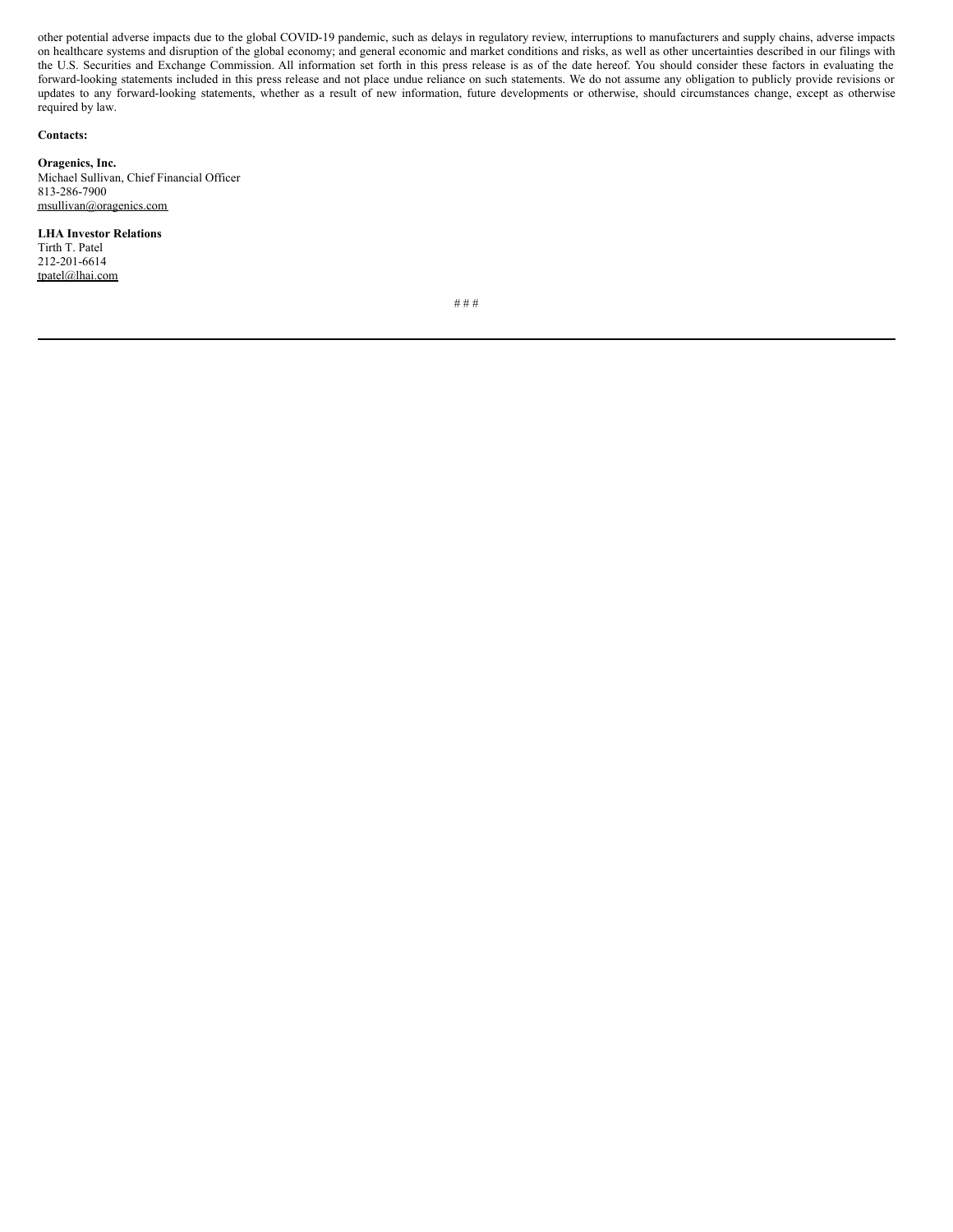other potential adverse impacts due to the global COVID-19 pandemic, such as delays in regulatory review, interruptions to manufacturers and supply chains, adverse impacts on healthcare systems and disruption of the global economy; and general economic and market conditions and risks, as well as other uncertainties described in our filings with the U.S. Securities and Exchange Commission. All information set forth in this press release is as of the date hereof. You should consider these factors in evaluating the forward-looking statements included in this press release and not place undue reliance on such statements. We do not assume any obligation to publicly provide revisions or updates to any forward-looking statements, whether as a result of new information, future developments or otherwise, should circumstances change, except as otherwise required by law.

**Contacts:**

**Oragenics, Inc.**
Michael Sullivan, Chief Financial Officer
813-286-7900
msullivan@oragenics.com

**LHA Investor Relations**
Tirth T. Patel
212-201-6614
tpatel@lhai.com

# # #